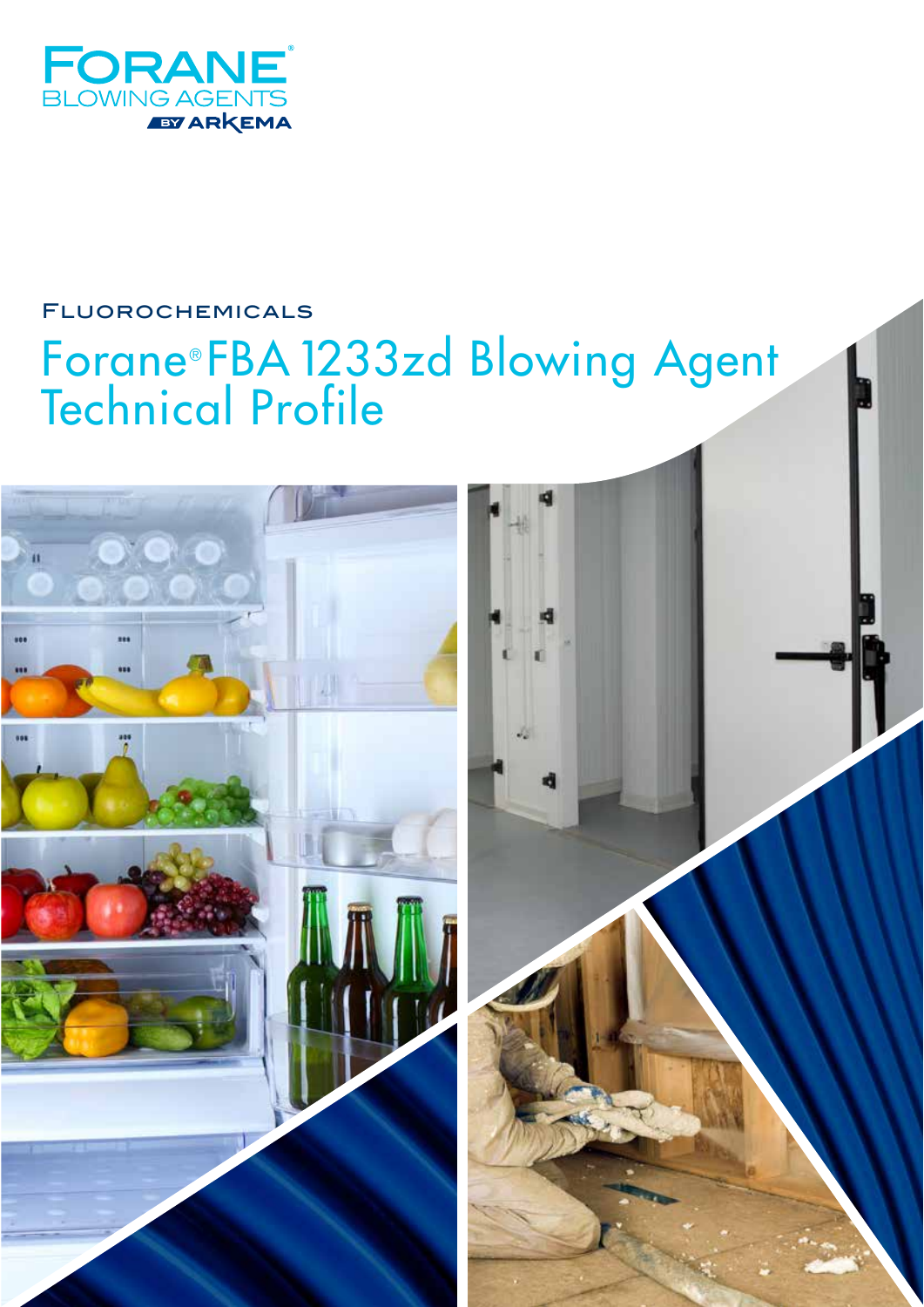FORANE® BLOWING AGENTS BY ARKEMA

FLUOROCHEMICALS

# Forane® FBA 1233zd Blowing Agent Technical Profile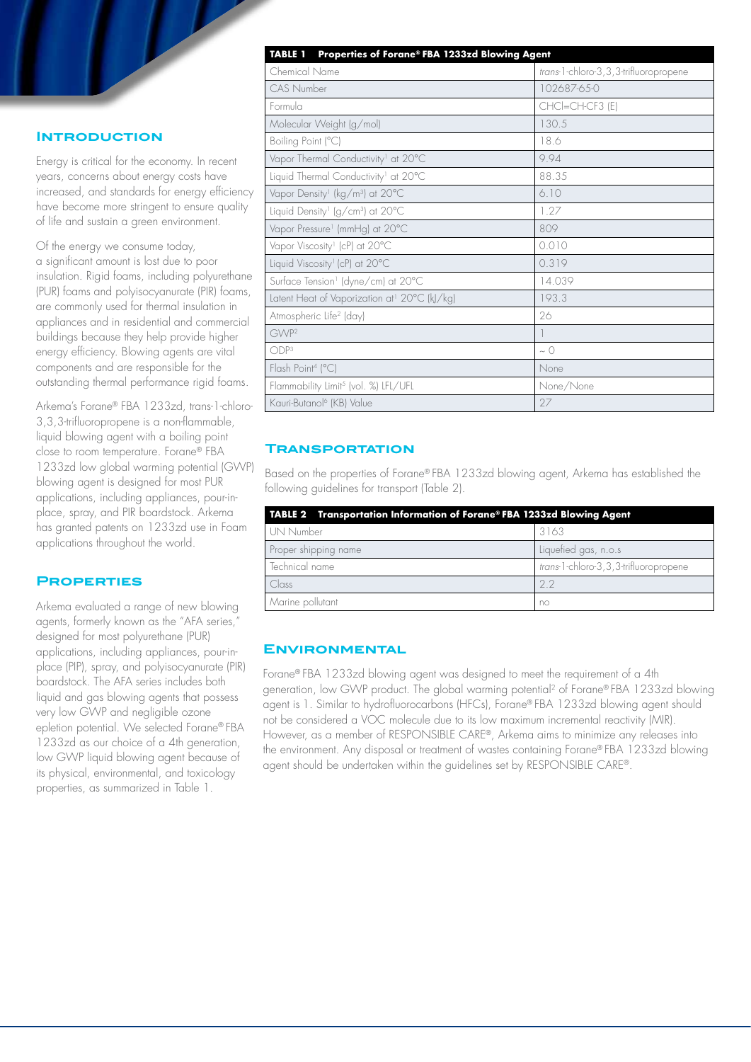## Introduction

Energy is critical for the economy. In recent years, concerns about energy costs have increased, and standards for energy efficiency have become more stringent to ensure quality of life and sustain a green environment.

Of the energy we consume today, a significant amount is lost due to poor insulation. Rigid foams, including polyurethane (PUR) foams and polyisocyanurate (PIR) foams, are commonly used for thermal insulation in appliances and in residential and commercial buildings because they help provide higher energy efficiency. Blowing agents are vital components and are responsible for the outstanding thermal performance rigid foams.

Arkema's Forane® FBA 1233zd, trans-1-chloro-3,3,3-trifluoropropene is a non-flammable, liquid blowing agent with a boiling point close to room temperature. Forane® FBA 1233zd low global warming potential (GWP) blowing agent is designed for most PUR applications, including appliances, pour-in-place, spray, and PIR boardstock. Arkema has granted patents on 1233zd use in Foam applications throughout the world.

## Properties

Arkema evaluated a range of new blowing agents, formerly known as the "AFA series," designed for most polyurethane (PUR) applications, including appliances, pour-in-place (PIP), spray, and polyisocyanurate (PIR) boardstock. The AFA series includes both liquid and gas blowing agents that possess very low GWP and negligible ozone epletion potential. We selected Forane® FBA 1233zd as our choice of a 4th generation, low GWP liquid blowing agent because of its physical, environmental, and toxicology properties, as summarized in Table 1.

| **TABLE 1 Properties of Forane® FBA 1233zd Blowing Agent** | |
|---|---|
| Chemical Name | *trans*-1-chloro-3,3,3-trifluoropropene |
| CAS Number | 102687-65-0 |
| Formula | CHCl=CH-CF3 (E) |
| Molecular Weight (g/mol) | 130.5 |
| Boiling Point (°C) | 18.6 |
| Vapor Thermal Conductivity[1] at 20°C | 9.94 |
| Liquid Thermal Conductivity[1] at 20°C | 88.35 |
| Vapor Density[1] (kg/m³) at 20°C | 6.10 |
| Liquid Density[1] (g/cm³) at 20°C | 1.27 |
| Vapor Pressure[1] (mmHg) at 20°C | 809 |
| Vapor Viscosity[1] (cP) at 20°C | 0.010 |
| Liquid Viscosity[1] (cP) at 20°C | 0.319 |
| Surface Tension[1] (dyne/cm) at 20°C | 14.039 |
| Latent Heat of Vaporization at[1] 20°C (kJ/kg) | 193.3 |
| Atmospheric Life[2] (day) | 26 |
| GWP[2] | 1 |
| ODP[3] | ~ 0 |
| Flash Point[4] (°C) | None |
| Flammability Limit[5] (vol. %) LFL/UFL | None/None |
| Kauri-Butanol[6] (KB) Value | 27 |

## Transportation

Based on the properties of Forane® FBA 1233zd blowing agent, Arkema has established the following guidelines for transport (Table 2).

| **TABLE 2 Transportation Information of Forane® FBA 1233zd Blowing Agent** | |
|---|---|
| UN Number | 3163 |
| Proper shipping name | Liquefied gas, n.o.s |
| Technical name | *trans*-1-chloro-3,3,3-trifluoropropene |
| Class | 2.2 |
| Marine pollutant | no |

## Environmental

Forane® FBA 1233zd blowing agent was designed to meet the requirement of a 4th generation, low GWP product. The global warming potential[2] of Forane® FBA 1233zd blowing agent is 1. Similar to hydrofluorocarbons (HFCs), Forane® FBA 1233zd blowing agent should not be considered a VOC molecule due to its low maximum incremental reactivity (MIR). However, as a member of RESPONSIBLE CARE®, Arkema aims to minimize any releases into the environment. Any disposal or treatment of wastes containing Forane® FBA 1233zd blowing agent should be undertaken within the guidelines set by RESPONSIBLE CARE®.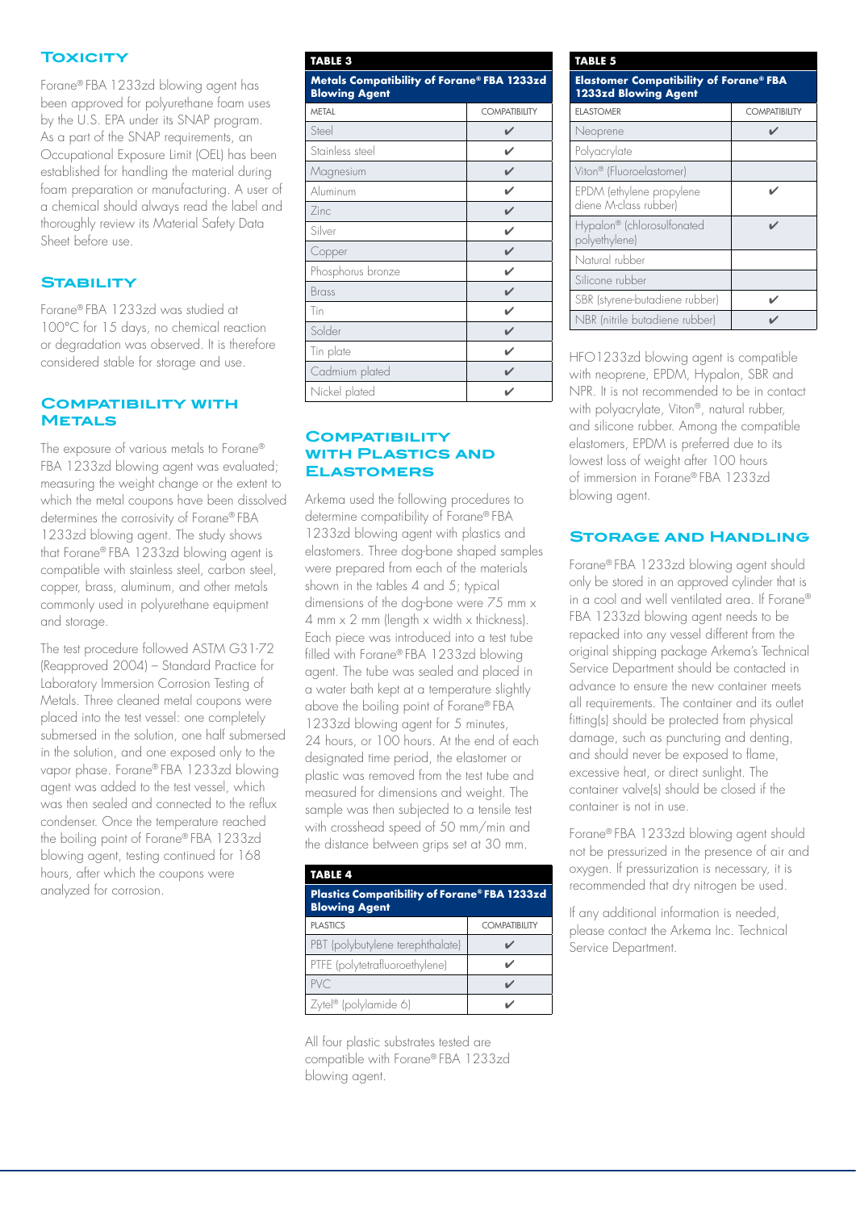## Toxicity

Forane® FBA 1233zd blowing agent has been approved for polyurethane foam uses by the U.S. EPA under its SNAP program. As a part of the SNAP requirements, an Occupational Exposure Limit (OEL) has been established for handling the material during foam preparation or manufacturing. A user of a chemical should always read the label and thoroughly review its Material Safety Data Sheet before use.

## Stability

Forane® FBA 1233zd was studied at 100°C for 15 days, no chemical reaction or degradation was observed. It is therefore considered stable for storage and use.

## Compatibility with Metals

The exposure of various metals to Forane® FBA 1233zd blowing agent was evaluated; measuring the weight change or the extent to which the metal coupons have been dissolved determines the corrosivity of Forane® FBA 1233zd blowing agent. The study shows that Forane® FBA 1233zd blowing agent is compatible with stainless steel, carbon steel, copper, brass, aluminum, and other metals commonly used in polyurethane equipment and storage.

The test procedure followed ASTM G31-72 (Reapproved 2004) – Standard Practice for Laboratory Immersion Corrosion Testing of Metals. Three cleaned metal coupons were placed into the test vessel: one completely submersed in the solution, one half submersed in the solution, and one exposed only to the vapor phase. Forane® FBA 1233zd blowing agent was added to the test vessel, which was then sealed and connected to the reflux condenser. Once the temperature reached the boiling point of Forane® FBA 1233zd blowing agent, testing continued for 168 hours, after which the coupons were analyzed for corrosion.

**TABLE 3**

**Metals Compatibility of Forane® FBA 1233zd Blowing Agent**

| METAL | COMPATIBILITY |
|---|---|
| Steel | ✔ |
| Stainless steel | ✔ |
| Magnesium | ✔ |
| Aluminum | ✔ |
| Zinc | ✔ |
| Silver | ✔ |
| Copper | ✔ |
| Phosphorus bronze | ✔ |
| Brass | ✔ |
| Tin | ✔ |
| Solder | ✔ |
| Tin plate | ✔ |
| Cadmium plated | ✔ |
| Nickel plated | ✔ |

## Compatibility with Plastics and Elastomers

Arkema used the following procedures to determine compatibility of Forane® FBA 1233zd blowing agent with plastics and elastomers. Three dog-bone shaped samples were prepared from each of the materials shown in the tables 4 and 5; typical dimensions of the dog-bone were 75 mm x 4 mm x 2 mm (length x width x thickness). Each piece was introduced into a test tube filled with Forane® FBA 1233zd blowing agent. The tube was sealed and placed in a water bath kept at a temperature slightly above the boiling point of Forane® FBA 1233zd blowing agent for 5 minutes, 24 hours, or 100 hours. At the end of each designated time period, the elastomer or plastic was removed from the test tube and measured for dimensions and weight. The sample was then subjected to a tensile test with crosshead speed of 50 mm/min and the distance between grips set at 30 mm.

**TABLE 4**

**Plastics Compatibility of Forane® FBA 1233zd Blowing Agent**

| PLASTICS | COMPATIBILITY |
|---|---|
| PBT (polybutylene terephthalate) | ✔ |
| PTFE (polytetrafluoroethylene) | ✔ |
| PVC | ✔ |
| Zytel® (polylamide 6) | ✔ |

All four plastic substrates tested are compatible with Forane® FBA 1233zd blowing agent.

**TABLE 5**

**Elastomer Compatibility of Forane® FBA 1233zd Blowing Agent**

| ELASTOMER | COMPATIBILITY |
|---|---|
| Neoprene | ✔ |
| Polyacrylate | |
| Viton® (Fluoroelastomer) | |
| EPDM (ethylene propylene diene M-class rubber) | ✔ |
| Hypalon® (chlorosulfonated polyethylene) | ✔ |
| Natural rubber | |
| Silicone rubber | |
| SBR (styrene-butadiene rubber) | ✔ |
| NBR (nitrile butadiene rubber) | ✔ |

HFO1233zd blowing agent is compatible with neoprene, EPDM, Hypalon, SBR and NPR. It is not recommended to be in contact with polyacrylate, Viton®, natural rubber, and silicone rubber. Among the compatible elastomers, EPDM is preferred due to its lowest loss of weight after 100 hours of immersion in Forane® FBA 1233zd blowing agent.

## Storage and Handling

Forane® FBA 1233zd blowing agent should only be stored in an approved cylinder that is in a cool and well ventilated area. If Forane® FBA 1233zd blowing agent needs to be repacked into any vessel different from the original shipping package Arkema's Technical Service Department should be contacted in advance to ensure the new container meets all requirements. The container and its outlet fitting(s) should be protected from physical damage, such as puncturing and denting, and should never be exposed to flame, excessive heat, or direct sunlight. The container valve(s) should be closed if the container is not in use.

Forane® FBA 1233zd blowing agent should not be pressurized in the presence of air and oxygen. If pressurization is necessary, it is recommended that dry nitrogen be used.

If any additional information is needed, please contact the Arkema Inc. Technical Service Department.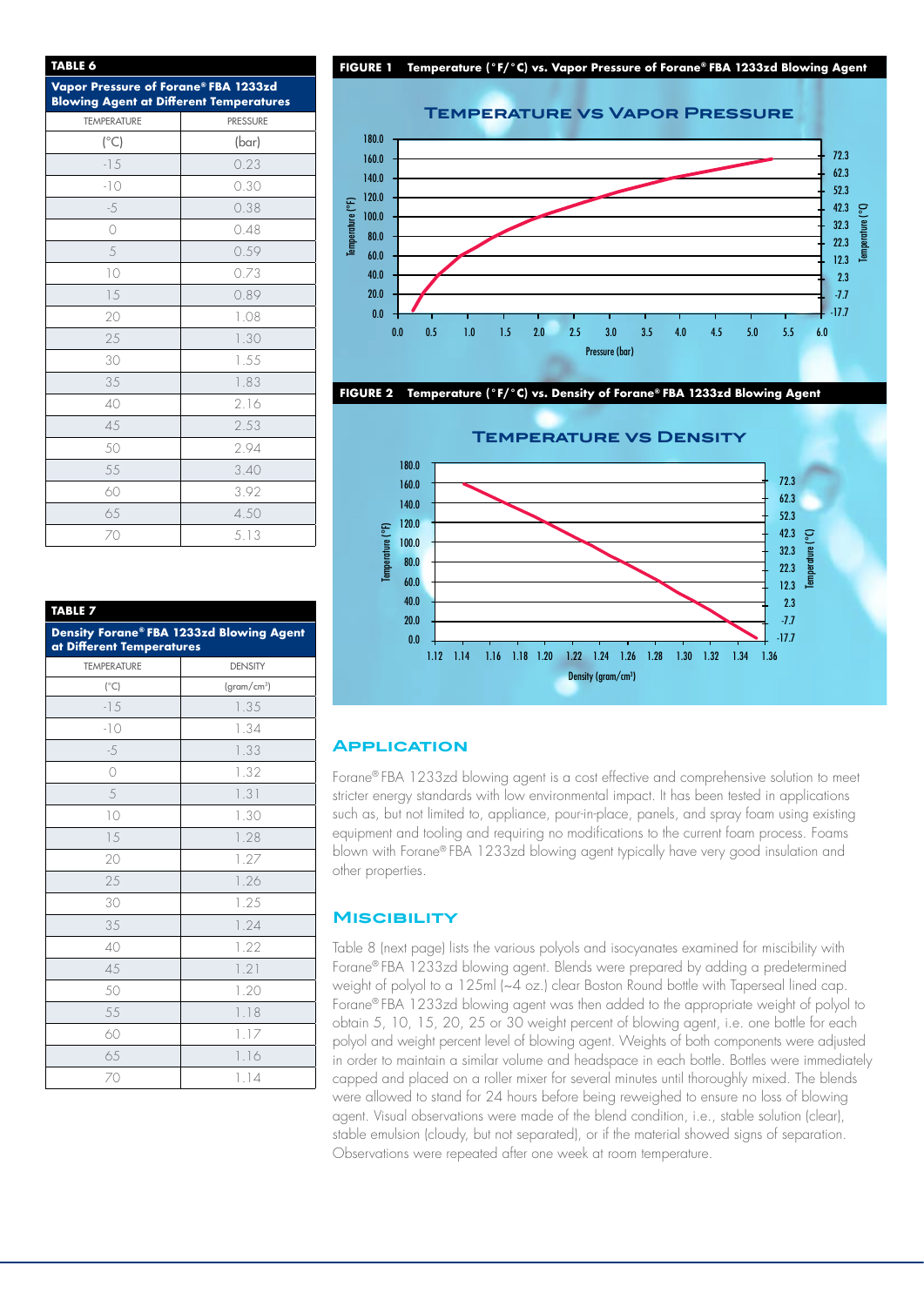**TABLE 6**

**Vapor Pressure of Forane® FBA 1233zd Blowing Agent at Different Temperatures**

| TEMPERATURE (°C) | PRESSURE (bar) |
|---|---|
| -15 | 0.23 |
| -10 | 0.30 |
| -5 | 0.38 |
| 0 | 0.48 |
| 5 | 0.59 |
| 10 | 0.73 |
| 15 | 0.89 |
| 20 | 1.08 |
| 25 | 1.30 |
| 30 | 1.55 |
| 35 | 1.83 |
| 40 | 2.16 |
| 45 | 2.53 |
| 50 | 2.94 |
| 55 | 3.40 |
| 60 | 3.92 |
| 65 | 4.50 |
| 70 | 5.13 |

**TABLE 7**

**Density Forane® FBA 1233zd Blowing Agent at Different Temperatures**

| TEMPERATURE (°C) | DENSITY (gram/cm³) |
|---|---|
| -15 | 1.35 |
| -10 | 1.34 |
| -5 | 1.33 |
| 0 | 1.32 |
| 5 | 1.31 |
| 10 | 1.30 |
| 15 | 1.28 |
| 20 | 1.27 |
| 25 | 1.26 |
| 30 | 1.25 |
| 35 | 1.24 |
| 40 | 1.22 |
| 45 | 1.21 |
| 50 | 1.20 |
| 55 | 1.18 |
| 60 | 1.17 |
| 65 | 1.16 |
| 70 | 1.14 |

**FIGURE 1** Temperature (°F/°C) vs. Vapor Pressure of Forane® FBA 1233zd Blowing Agent

**FIGURE 2** Temperature (°F/°C) vs. Density of Forane® FBA 1233zd Blowing Agent

## Application

Forane® FBA 1233zd blowing agent is a cost effective and comprehensive solution to meet stricter energy standards with low environmental impact. It has been tested in applications such as, but not limited to, appliance, pour-in-place, panels, and spray foam using existing equipment and tooling and requiring no modifications to the current foam process. Foams blown with Forane® FBA 1233zd blowing agent typically have very good insulation and other properties.

## Miscibility

Table 8 (next page) lists the various polyols and isocyanates examined for miscibility with Forane® FBA 1233zd blowing agent. Blends were prepared by adding a predetermined weight of polyol to a 125ml (~4 oz.) clear Boston Round bottle with Taperseal lined cap. Forane® FBA 1233zd blowing agent was then added to the appropriate weight of polyol to obtain 5, 10, 15, 20, 25 or 30 weight percent of blowing agent, i.e. one bottle for each polyol and weight percent level of blowing agent. Weights of both components were adjusted in order to maintain a similar volume and headspace in each bottle. Bottles were immediately capped and placed on a roller mixer for several minutes until thoroughly mixed. The blends were allowed to stand for 24 hours before being reweighed to ensure no loss of blowing agent. Visual observations were made of the blend condition, i.e., stable solution (clear), stable emulsion (cloudy, but not separated), or if the material showed signs of separation. Observations were repeated after one week at room temperature.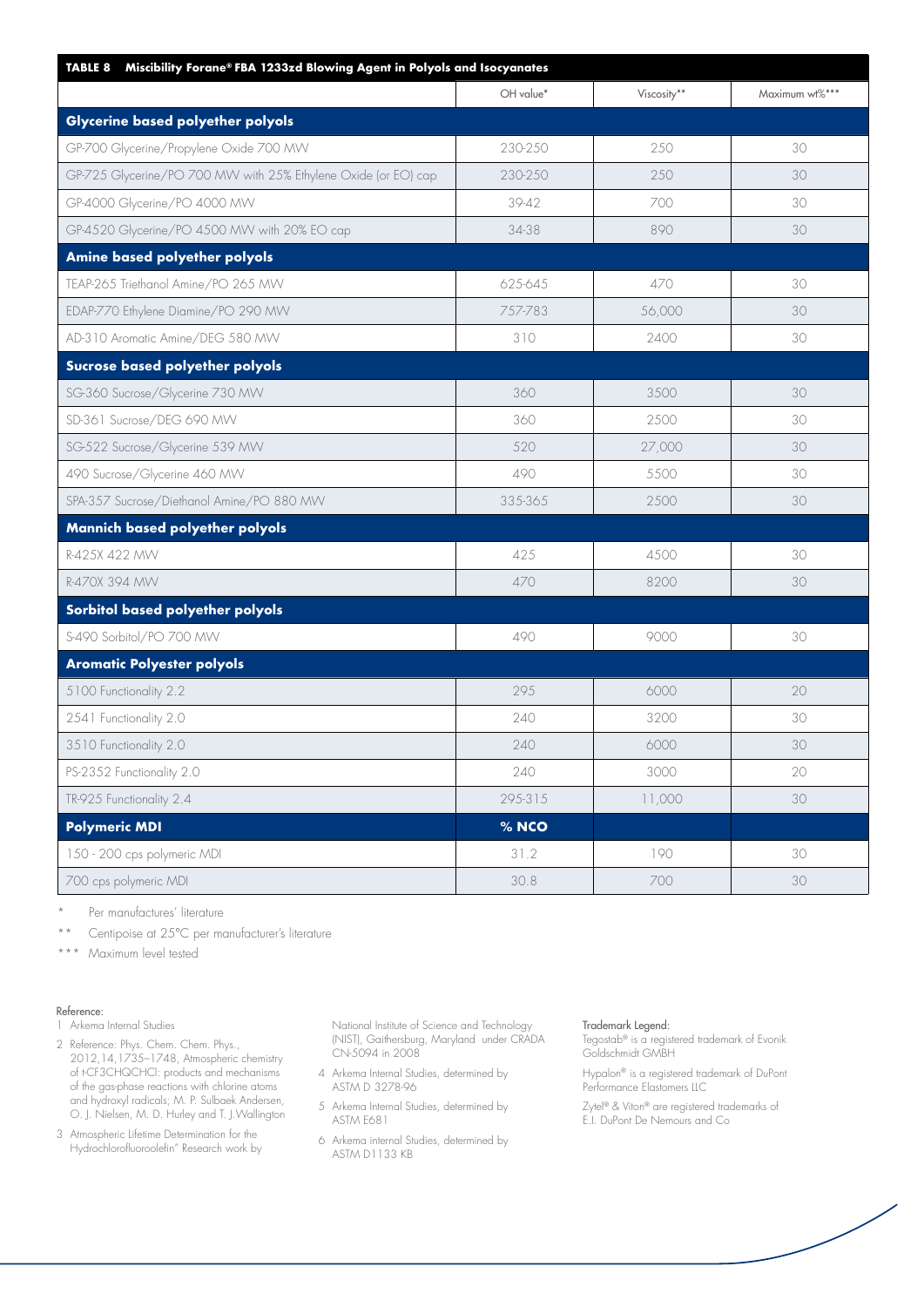**TABLE 8 Miscibility Forane® FBA 1233zd Blowing Agent in Polyols and Isocyanates**

| | OH value* | Viscosity** | Maximum wt%*** |
|---|---|---|---|
| **Glycerine based polyether polyols** | | | |
| GP-700 Glycerine/Propylene Oxide 700 MW | 230-250 | 250 | 30 |
| GP-725 Glycerine/PO 700 MW with 25% Ethylene Oxide (or EO) cap | 230-250 | 250 | 30 |
| GP-4000 Glycerine/PO 4000 MW | 39-42 | 700 | 30 |
| GP-4520 Glycerine/PO 4500 MW with 20% EO cap | 34-38 | 890 | 30 |
| **Amine based polyether polyols** | | | |
| TEAP-265 Triethanol Amine/PO 265 MW | 625-645 | 470 | 30 |
| EDAP-770 Ethylene Diamine/PO 290 MW | 757-783 | 56,000 | 30 |
| AD-310 Aromatic Amine/DEG 580 MW | 310 | 2400 | 30 |
| **Sucrose based polyether polyols** | | | |
| SG-360 Sucrose/Glycerine 730 MW | 360 | 3500 | 30 |
| SD-361 Sucrose/DEG 690 MW | 360 | 2500 | 30 |
| SG-522 Sucrose/Glycerine 539 MW | 520 | 27,000 | 30 |
| 490 Sucrose/Glycerine 460 MW | 490 | 5500 | 30 |
| SPA-357 Sucrose/Diethanol Amine/PO 880 MW | 335-365 | 2500 | 30 |
| **Mannich based polyether polyols** | | | |
| R-425X 422 MW | 425 | 4500 | 30 |
| R-470X 394 MW | 470 | 8200 | 30 |
| **Sorbitol based polyether polyols** | | | |
| S-490 Sorbitol/PO 700 MW | 490 | 9000 | 30 |
| **Aromatic Polyester polyols** | | | |
| 5100 Functionality 2.2 | 295 | 6000 | 20 |
| 2541 Functionality 2.0 | 240 | 3200 | 30 |
| 3510 Functionality 2.0 | 240 | 6000 | 30 |
| PS-2352 Functionality 2.0 | 240 | 3000 | 20 |
| TR-925 Functionality 2.4 | 295-315 | 11,000 | 30 |
| **Polymeric MDI** | **% NCO** | | |
| 150 - 200 cps polymeric MDI | 31.2 | 190 | 30 |
| 700 cps polymeric MDI | 30.8 | 700 | 30 |

\* Per manufactures' literature

\*\* Centipoise at 25°C per manufacturer's literature

\*\*\* Maximum level tested

Reference:

1 Arkema Internal Studies

2 Reference: Phys. Chem. Chem. Phys., 2012,14,1735–1748, Atmospheric chemistry of t-CF3CHQCHCl: products and mechanisms of the gas-phase reactions with chlorine atoms and hydroxyl radicals; M. P. Sulbaek Andersen, O. J. Nielsen, M. D. Hurley and T. J.Wallington

3 Atmospheric Lifetime Determination for the Hydrochlorofluoroolefin" Research work by National Institute of Science and Technology (NIST), Gaithersburg, Maryland under CRADA CN-5094 in 2008

4 Arkema Internal Studies, determined by ASTM D 3278-96

5 Arkema Internal Studies, determined by ASTM E681

6 Arkema internal Studies, determined by ASTM D1133 KB

Trademark Legend:

Tegostab® is a registered trademark of Evonik Goldschmidt GMBH

Hypalon® is a registered trademark of DuPont Performance Elastomers LLC

Zytel® & Viton® are registered trademarks of E.I. DuPont De Nemours and Co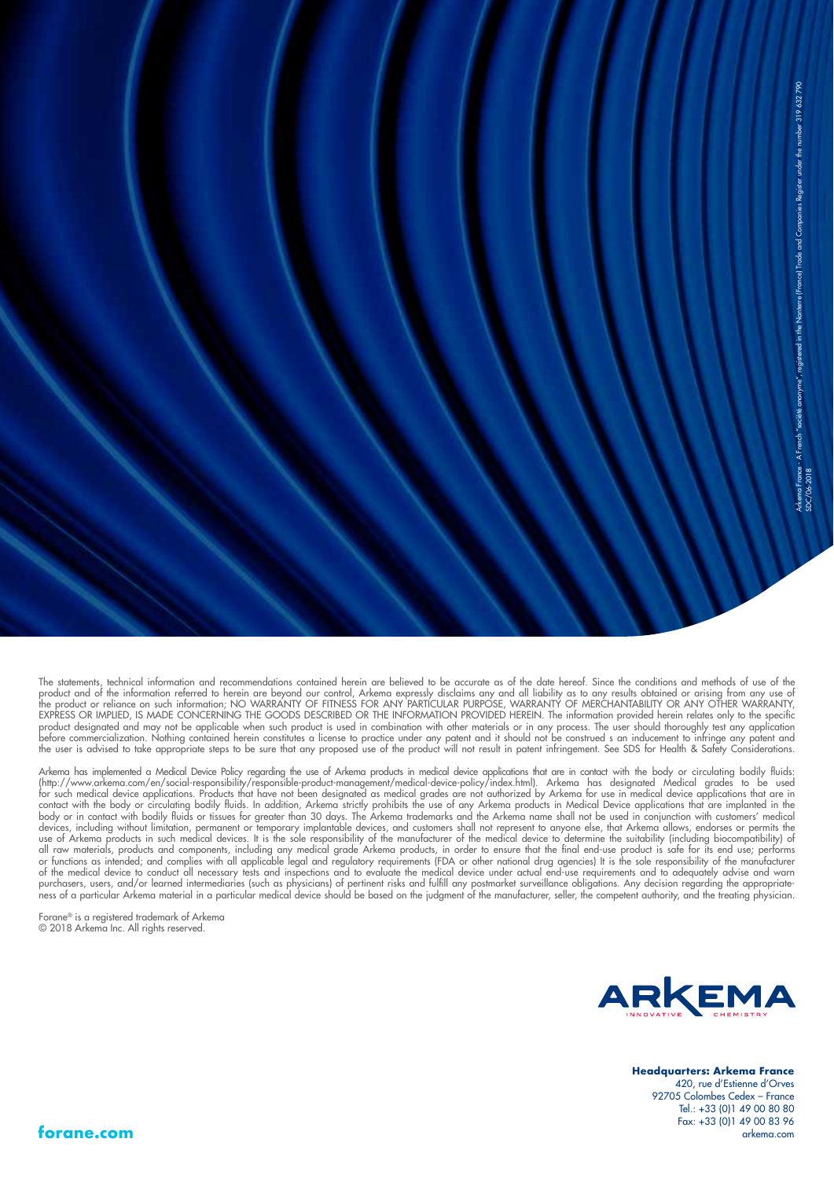Arkema France - A French "société anonyme", registered in the Nanterre (France) Trade and Companies Register under the number 319 632 790
SDC/06-2018

The statements, technical information and recommendations contained herein are believed to be accurate as of the date hereof. Since the conditions and methods of use of the product and of the information referred to herein are beyond our control, Arkema expressly disclaims any and all liability as to any results obtained or arising from any use of the product or reliance on such information; NO WARRANTY OF FITNESS FOR ANY PARTICULAR PURPOSE, WARRANTY OF MERCHANTABILITY OR ANY OTHER WARRANTY, EXPRESS OR IMPLIED, IS MADE CONCERNING THE GOODS DESCRIBED OR THE INFORMATION PROVIDED HEREIN. The information provided herein relates only to the specific product designated and may not be applicable when such product is used in combination with other materials or in any process. The user should thoroughly test any application before commercialization. Nothing contained herein constitutes a license to practice under any patent and it should not be construed s an inducement to infringe any patent and the user is advised to take appropriate steps to be sure that any proposed use of the product will not result in patent infringement. See SDS for Health & Safety Considerations.

Arkema has implemented a Medical Device Policy regarding the use of Arkema products in medical device applications that are in contact with the body or circulating bodily fluids: (http://www.arkema.com/en/social-responsibility/responsible-product-management/medical-device-policy/index.html). Arkema has designated Medical grades to be used for such medical device applications. Products that have not been designated as medical grades are not authorized by Arkema for use in medical device applications that are in contact with the body or circulating bodily fluids. In addition, Arkema strictly prohibits the use of any Arkema products in Medical Device applications that are implanted in the body or in contact with bodily fluids or tissues for greater than 30 days. The Arkema trademarks and the Arkema name shall not be used in conjunction with customers' medical devices, including without limitation, permanent or temporary implantable devices, and customers shall not represent to anyone else, that Arkema allows, endorses or permits the use of Arkema products in such medical devices. It is the sole responsibility of the manufacturer of the medical device to determine the suitability (including biocompatibility) of all raw materials, products and components, including any medical grade Arkema products, in order to ensure that the final end-use product is safe for its end use; performs or functions as intended; and complies with all applicable legal and regulatory requirements (FDA or other national drug agencies) It is the sole responsibility of the manufacturer of the medical device to conduct all necessary tests and inspections and to evaluate the medical device under actual end-use requirements and to adequately advise and warn purchasers, users, and/or learned intermediaries (such as physicians) of pertinent risks and fulfill any postmarket surveillance obligations. Any decision regarding the appropriateness of a particular Arkema material in a particular medical device should be based on the judgment of the manufacturer, seller, the competent authority, and the treating physician.

Forane® is a registered trademark of Arkema
© 2018 Arkema Inc. All rights reserved.

ARKEMA
INNOVATIVE CHEMISTRY

**Headquarters: Arkema France**
420, rue d'Estienne d'Orves
92705 Colombes Cedex – France
Tel.: +33 (0)1 49 00 80 80
Fax: +33 (0)1 49 00 83 96
arkema.com

**forane.com**